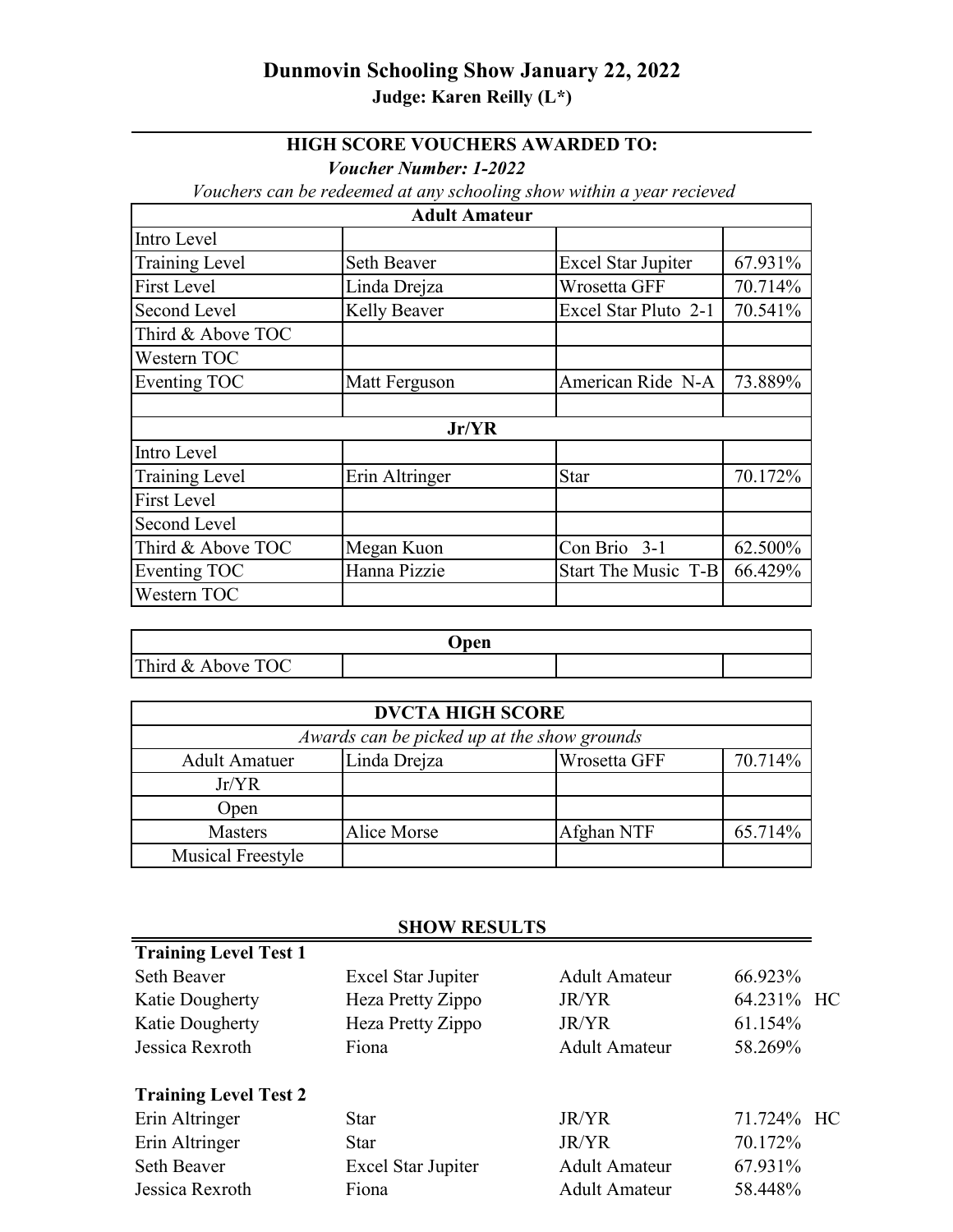# Dunmovin Schooling Show January 22, 2022

**Judge: Karen Reilly (L*)**

## HIGH SCORE VOUCHERS AWARDED TO:

***Voucher Number: 1-2022***

*Vouchers can be redeemed at any schooling show within a year recieved*

| Adult Amateur | | | |
|---|---|---|---|
| Intro Level | | | |
| Training Level | Seth Beaver | Excel Star Jupiter | 67.931% |
| First Level | Linda Drejza | Wrosetta GFF | 70.714% |
| Second Level | Kelly Beaver | Excel Star Pluto 2-1 | 70.541% |
| Third & Above TOC | | | |
| Western TOC | | | |
| Eventing TOC | Matt Ferguson | American Ride N-A | 73.889% |
| | | | |
| **Jr/YR** | | | |
| Intro Level | | | |
| Training Level | Erin Altringer | Star | 70.172% |
| First Level | | | |
| Second Level | | | |
| Third & Above TOC | Megan Kuon | Con Brio 3-1 | 62.500% |
| Eventing TOC | Hanna Pizzie | Start The Music T-B | 66.429% |
| Western TOC | | | |

| Open | | | |
|---|---|---|---|
| Third & Above TOC | | | |

| DVCTA HIGH SCORE | | | |
|---|---|---|---|
| *Awards can be picked up at the show grounds* | | | |
| Adult Amatuer | Linda Drejza | Wrosetta GFF | 70.714% |
| Jr/YR | | | |
| Open | | | |
| Masters | Alice Morse | Afghan NTF | 65.714% |
| Musical Freestyle | | | |

## SHOW RESULTS

**Training Level Test 1**

| Rider | Horse | Division | Score | |
|---|---|---|---|---|
| Seth Beaver | Excel Star Jupiter | Adult Amateur | 66.923% | |
| Katie Dougherty | Heza Pretty Zippo | JR/YR | 64.231% | HC |
| Katie Dougherty | Heza Pretty Zippo | JR/YR | 61.154% | |
| Jessica Rexroth | Fiona | Adult Amateur | 58.269% | |

**Training Level Test 2**

| Rider | Horse | Division | Score | |
|---|---|---|---|---|
| Erin Altringer | Star | JR/YR | 71.724% | HC |
| Erin Altringer | Star | JR/YR | 70.172% | |
| Seth Beaver | Excel Star Jupiter | Adult Amateur | 67.931% | |
| Jessica Rexroth | Fiona | Adult Amateur | 58.448% | |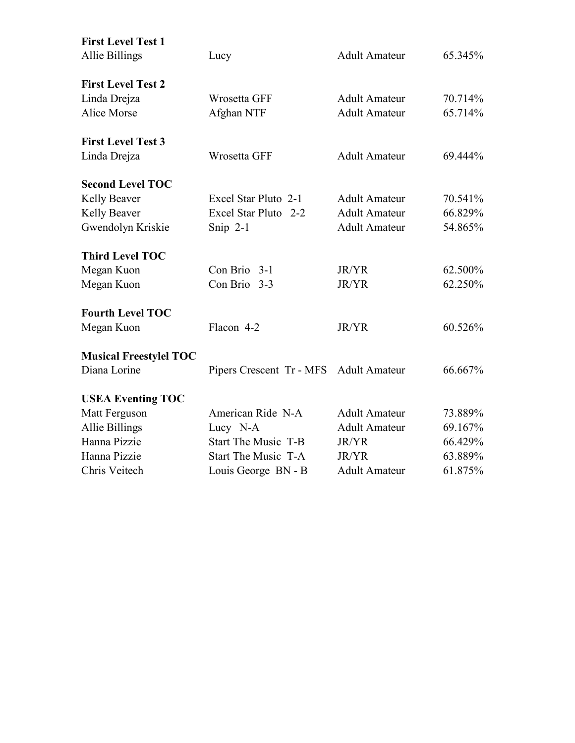**First Level Test 1**

| | | | |
|---|---|---|---|
| Allie Billings | Lucy | Adult Amateur | 65.345% |

**First Level Test 2**

| | | | |
|---|---|---|---|
| Linda Drejza | Wrosetta GFF | Adult Amateur | 70.714% |
| Alice Morse | Afghan NTF | Adult Amateur | 65.714% |

**First Level Test 3**

| | | | |
|---|---|---|---|
| Linda Drejza | Wrosetta GFF | Adult Amateur | 69.444% |

**Second Level TOC**

| | | | |
|---|---|---|---|
| Kelly Beaver | Excel Star Pluto 2-1 | Adult Amateur | 70.541% |
| Kelly Beaver | Excel Star Pluto 2-2 | Adult Amateur | 66.829% |
| Gwendolyn Kriskie | Snip 2-1 | Adult Amateur | 54.865% |

**Third Level TOC**

| | | | |
|---|---|---|---|
| Megan Kuon | Con Brio 3-1 | JR/YR | 62.500% |
| Megan Kuon | Con Brio 3-3 | JR/YR | 62.250% |

**Fourth Level TOC**

| | | | |
|---|---|---|---|
| Megan Kuon | Flacon 4-2 | JR/YR | 60.526% |

**Musical Freestylel TOC**

| | | | |
|---|---|---|---|
| Diana Lorine | Pipers Crescent Tr - MFS | Adult Amateur | 66.667% |

**USEA Eventing TOC**

| | | | |
|---|---|---|---|
| Matt Ferguson | American Ride N-A | Adult Amateur | 73.889% |
| Allie Billings | Lucy N-A | Adult Amateur | 69.167% |
| Hanna Pizzie | Start The Music T-B | JR/YR | 66.429% |
| Hanna Pizzie | Start The Music T-A | JR/YR | 63.889% |
| Chris Veitech | Louis George BN - B | Adult Amateur | 61.875% |